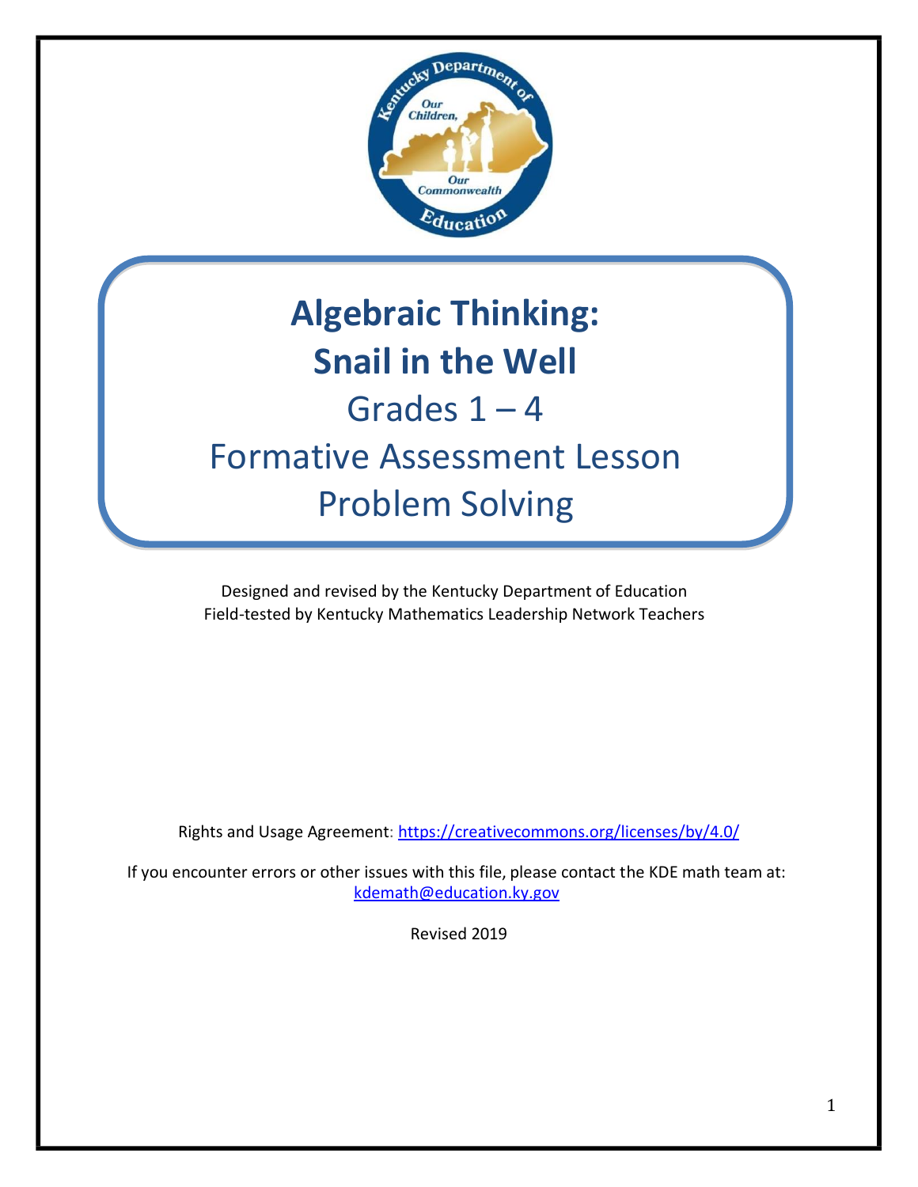# Algebraic Thinking: Snail in the Well

## Grades 1 – 4

## Formative Assessment Lesson

## Problem Solving

Designed and revised by the Kentucky Department of Education
Field-tested by Kentucky Mathematics Leadership Network Teachers

Rights and Usage Agreement: https://creativecommons.org/licenses/by/4.0/

If you encounter errors or other issues with this file, please contact the KDE math team at: kdemath@education.ky.gov

Revised 2019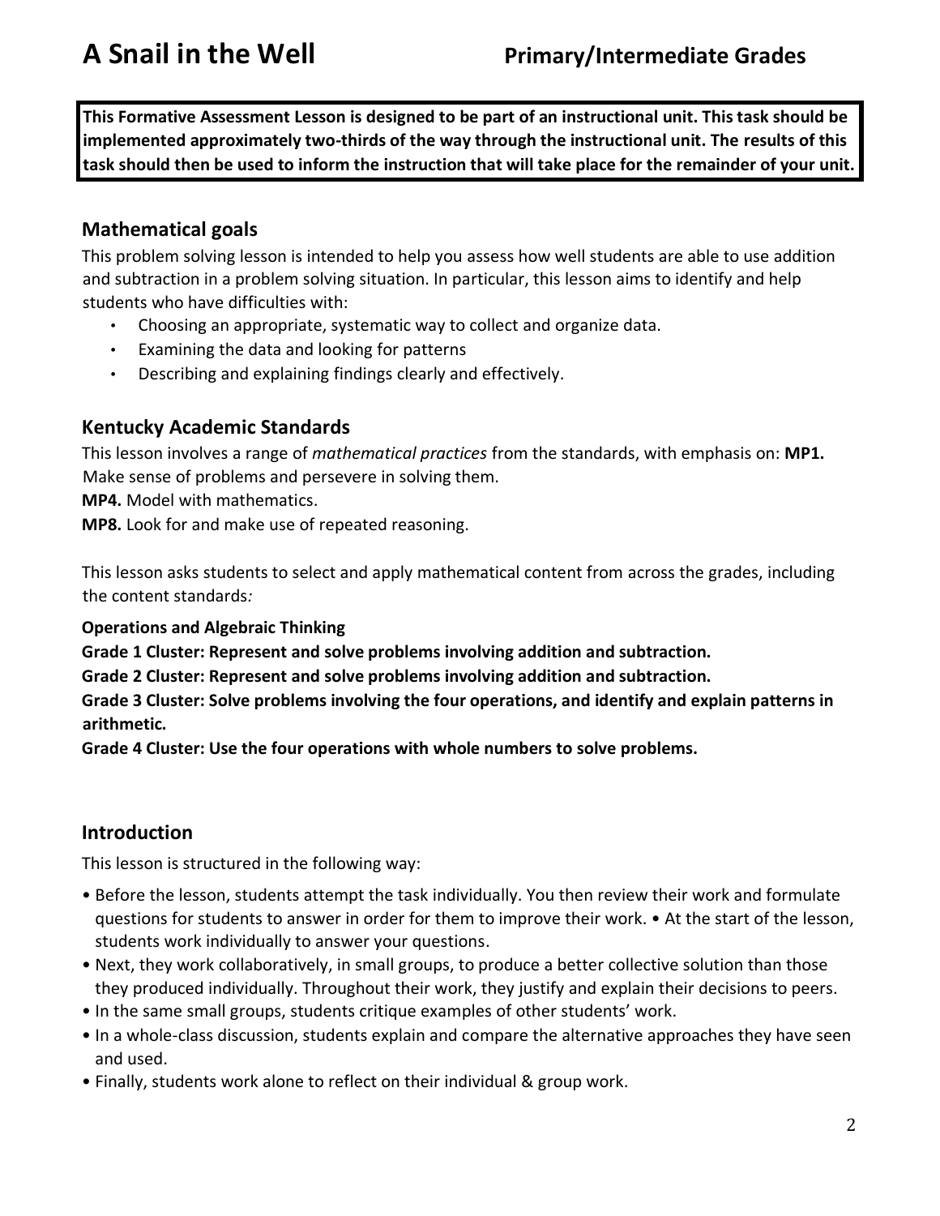# A Snail in the Well

**Primary/Intermediate Grades**

**This Formative Assessment Lesson is designed to be part of an instructional unit. This task should be implemented approximately two-thirds of the way through the instructional unit. The results of this task should then be used to inform the instruction that will take place for the remainder of your unit.**

## Mathematical goals

This problem solving lesson is intended to help you assess how well students are able to use addition and subtraction in a problem solving situation. In particular, this lesson aims to identify and help students who have difficulties with:

- Choosing an appropriate, systematic way to collect and organize data.
- Examining the data and looking for patterns
- Describing and explaining findings clearly and effectively.

## Kentucky Academic Standards

This lesson involves a range of *mathematical practices* from the standards, with emphasis on: **MP1.** Make sense of problems and persevere in solving them.

**MP4.** Model with mathematics.

**MP8.** Look for and make use of repeated reasoning.

This lesson asks students to select and apply mathematical content from across the grades, including the content standards*:*

**Operations and Algebraic Thinking**

**Grade 1 Cluster: Represent and solve problems involving addition and subtraction.**

**Grade 2 Cluster: Represent and solve problems involving addition and subtraction.**

**Grade 3 Cluster: Solve problems involving the four operations, and identify and explain patterns in arithmetic.**

**Grade 4 Cluster: Use the four operations with whole numbers to solve problems.**

## Introduction

This lesson is structured in the following way:

- Before the lesson, students attempt the task individually. You then review their work and formulate questions for students to answer in order for them to improve their work. • At the start of the lesson, students work individually to answer your questions.
- Next, they work collaboratively, in small groups, to produce a better collective solution than those they produced individually. Throughout their work, they justify and explain their decisions to peers.
- In the same small groups, students critique examples of other students' work.
- In a whole-class discussion, students explain and compare the alternative approaches they have seen and used.
- Finally, students work alone to reflect on their individual & group work.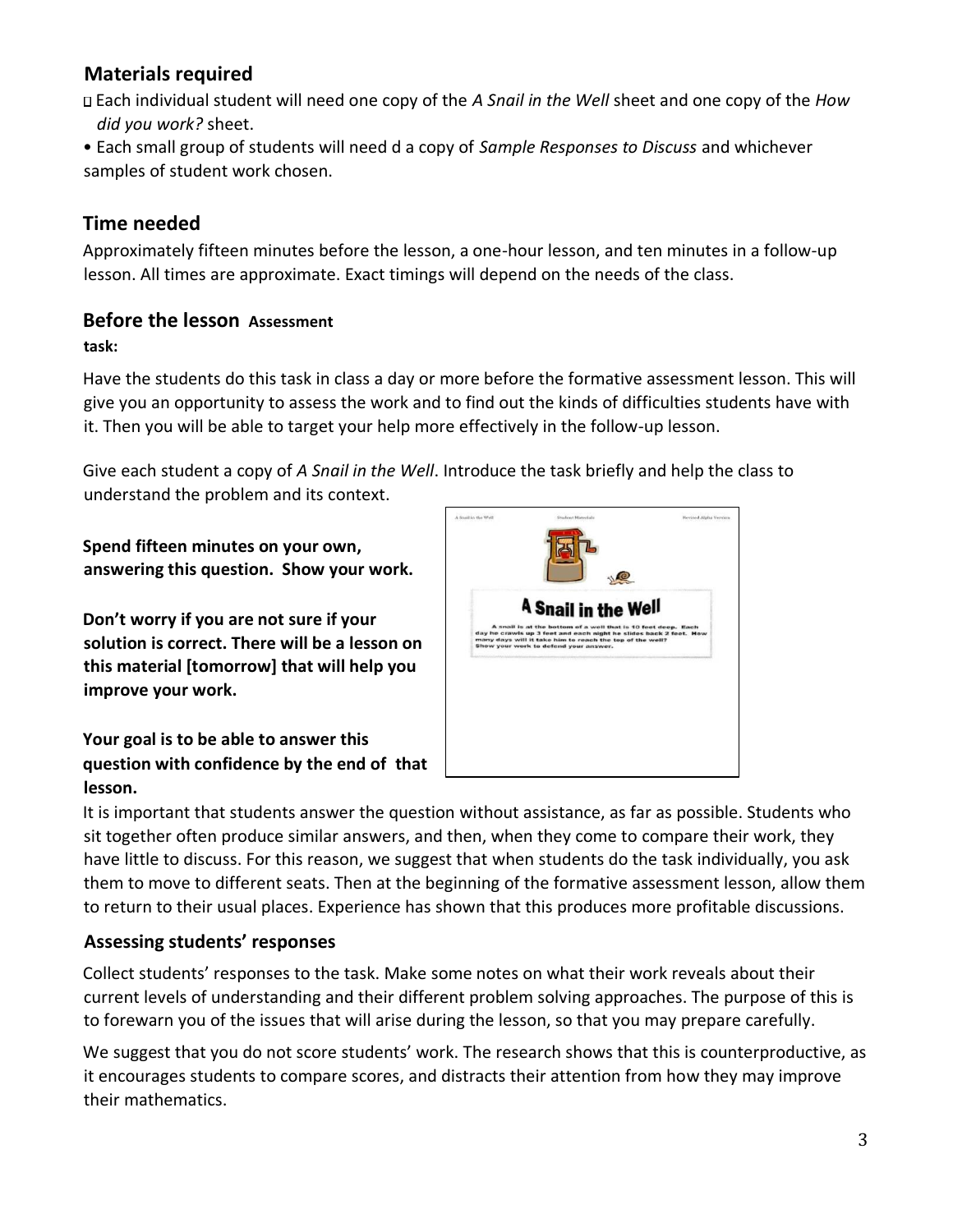## Materials required

- Each individual student will need one copy of the *A Snail in the Well* sheet and one copy of the *How did you work?* sheet.
- Each small group of students will need d a copy of *Sample Responses to Discuss* and whichever samples of student work chosen.

## Time needed

Approximately fifteen minutes before the lesson, a one-hour lesson, and ten minutes in a follow-up lesson. All times are approximate. Exact timings will depend on the needs of the class.

## Before the lesson

**Assessment task:**

Have the students do this task in class a day or more before the formative assessment lesson. This will give you an opportunity to assess the work and to find out the kinds of difficulties students have with it. Then you will be able to target your help more effectively in the follow-up lesson.

Give each student a copy of *A Snail in the Well*. Introduce the task briefly and help the class to understand the problem and its context.

**Spend fifteen minutes on your own, answering this question. Show your work.**

**Don't worry if you are not sure if your solution is correct. There will be a lesson on this material [tomorrow] that will help you improve your work.**

**Your goal is to be able to answer this question with confidence by the end of that lesson.**

A Snail in the Well | Student Materials | Revised Alpha Version

**A Snail in the Well**

A snail is at the bottom of a well that is 10 feet deep. Each day he crawls up 3 feet and each night he slides back 2 feet. How many days will it take him to reach the top of the well? Show your work to defend your answer.

It is important that students answer the question without assistance, as far as possible. Students who sit together often produce similar answers, and then, when they come to compare their work, they have little to discuss. For this reason, we suggest that when students do the task individually, you ask them to move to different seats. Then at the beginning of the formative assessment lesson, allow them to return to their usual places. Experience has shown that this produces more profitable discussions.

### Assessing students' responses

Collect students' responses to the task. Make some notes on what their work reveals about their current levels of understanding and their different problem solving approaches. The purpose of this is to forewarn you of the issues that will arise during the lesson, so that you may prepare carefully.

We suggest that you do not score students' work. The research shows that this is counterproductive, as it encourages students to compare scores, and distracts their attention from how they may improve their mathematics.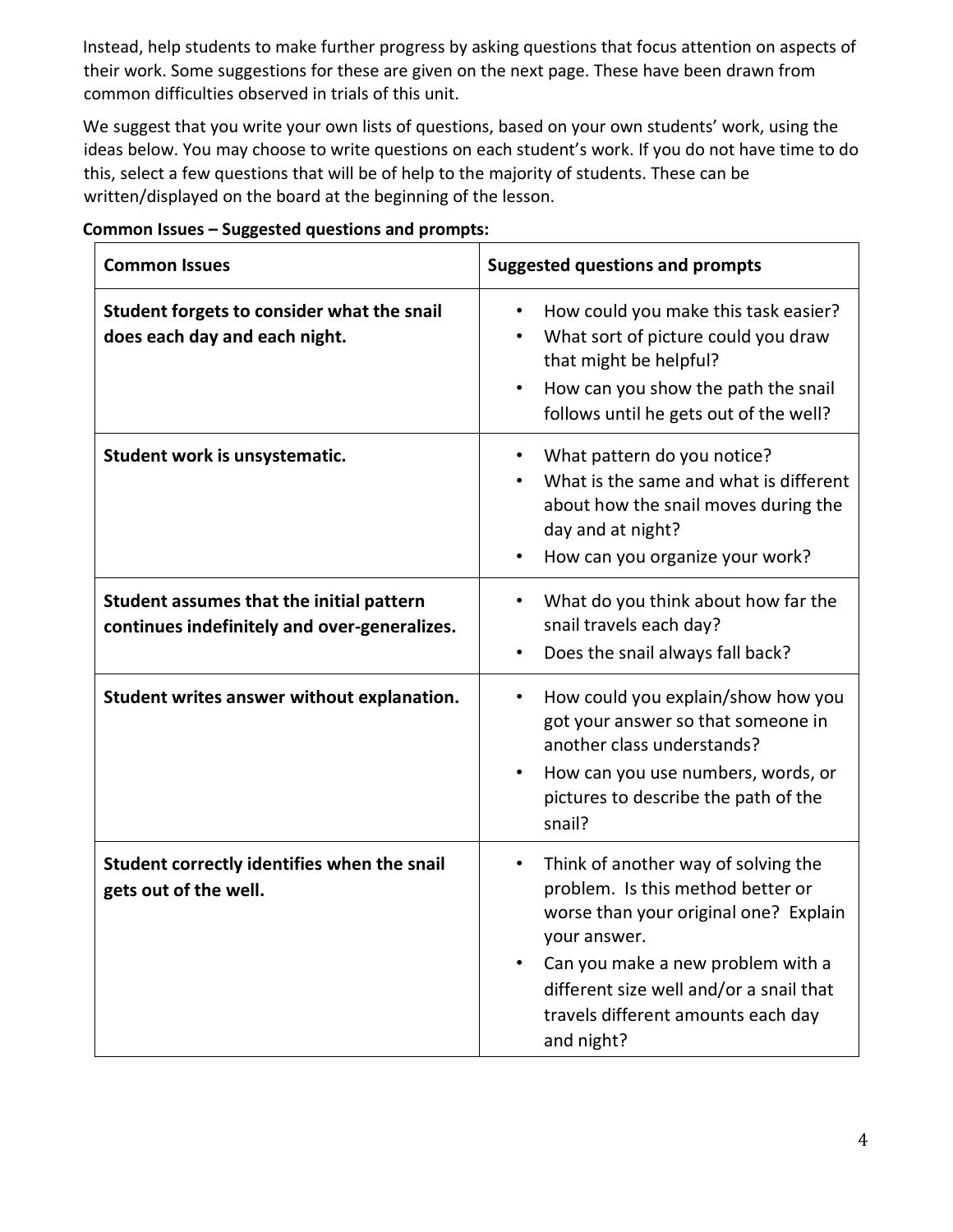Instead, help students to make further progress by asking questions that focus attention on aspects of their work. Some suggestions for these are given on the next page. These have been drawn from common difficulties observed in trials of this unit.

We suggest that you write your own lists of questions, based on your own students' work, using the ideas below. You may choose to write questions on each student's work. If you do not have time to do this, select a few questions that will be of help to the majority of students. These can be written/displayed on the board at the beginning of the lesson.

**Common Issues – Suggested questions and prompts:**

| **Common Issues** | **Suggested questions and prompts** |
|---|---|
| **Student forgets to consider what the snail does each day and each night.** | • How could you make this task easier?<br>• What sort of picture could you draw that might be helpful?<br>• How can you show the path the snail follows until he gets out of the well? |
| **Student work is unsystematic.** | • What pattern do you notice?<br>• What is the same and what is different about how the snail moves during the day and at night?<br>• How can you organize your work? |
| **Student assumes that the initial pattern continues indefinitely and over-generalizes.** | • What do you think about how far the snail travels each day?<br>• Does the snail always fall back? |
| **Student writes answer without explanation.** | • How could you explain/show how you got your answer so that someone in another class understands?<br>• How can you use numbers, words, or pictures to describe the path of the snail? |
| **Student correctly identifies when the snail gets out of the well.** | • Think of another way of solving the problem. Is this method better or worse than your original one? Explain your answer.<br>• Can you make a new problem with a different size well and/or a snail that travels different amounts each day and night? |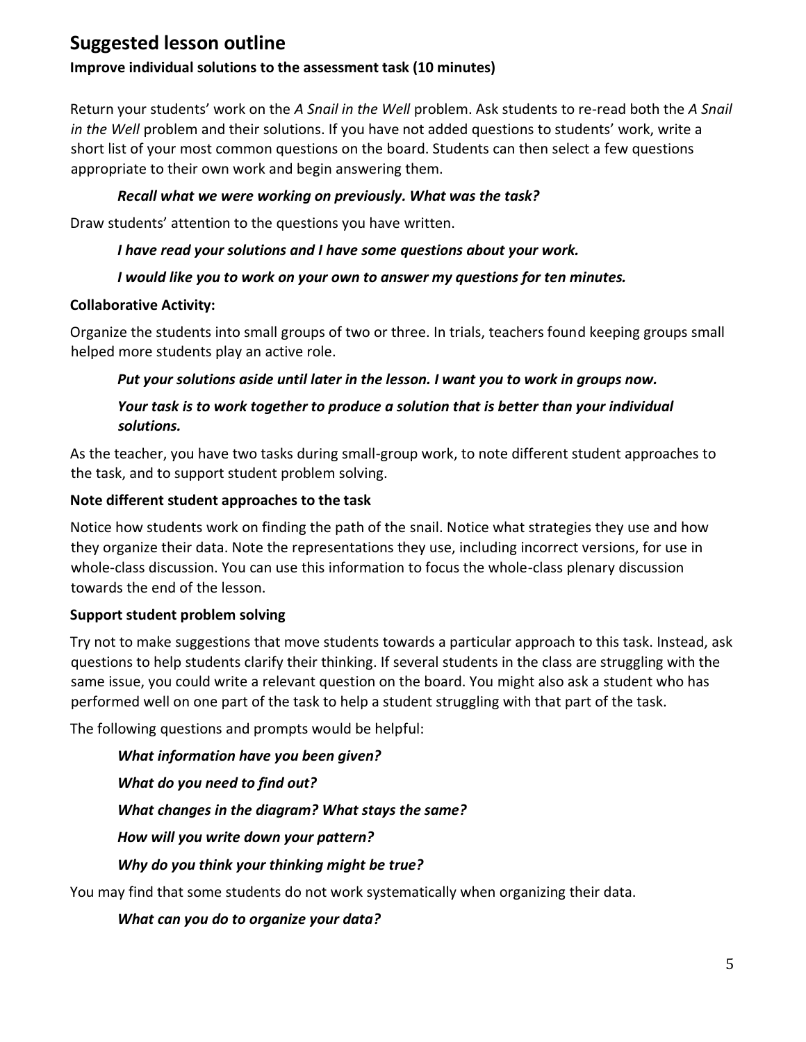## Suggested lesson outline

**Improve individual solutions to the assessment task (10 minutes)**

Return your students' work on the *A Snail in the Well* problem. Ask students to re-read both the *A Snail in the Well* problem and their solutions. If you have not added questions to students' work, write a short list of your most common questions on the board. Students can then select a few questions appropriate to their own work and begin answering them.

> ***Recall what we were working on previously. What was the task?***

Draw students' attention to the questions you have written.

> ***I have read your solutions and I have some questions about your work.***
>
> ***I would like you to work on your own to answer my questions for ten minutes.***

**Collaborative Activity:**

Organize the students into small groups of two or three. In trials, teachers found keeping groups small helped more students play an active role.

> ***Put your solutions aside until later in the lesson. I want you to work in groups now.***
>
> ***Your task is to work together to produce a solution that is better than your individual solutions.***

As the teacher, you have two tasks during small-group work, to note different student approaches to the task, and to support student problem solving.

**Note different student approaches to the task**

Notice how students work on finding the path of the snail. Notice what strategies they use and how they organize their data. Note the representations they use, including incorrect versions, for use in whole-class discussion. You can use this information to focus the whole-class plenary discussion towards the end of the lesson.

**Support student problem solving**

Try not to make suggestions that move students towards a particular approach to this task. Instead, ask questions to help students clarify their thinking. If several students in the class are struggling with the same issue, you could write a relevant question on the board. You might also ask a student who has performed well on one part of the task to help a student struggling with that part of the task.

The following questions and prompts would be helpful:

> ***What information have you been given?***
>
> ***What do you need to find out?***
>
> ***What changes in the diagram? What stays the same?***
>
> ***How will you write down your pattern?***
>
> ***Why do you think your thinking might be true?***

You may find that some students do not work systematically when organizing their data.

> ***What can you do to organize your data?***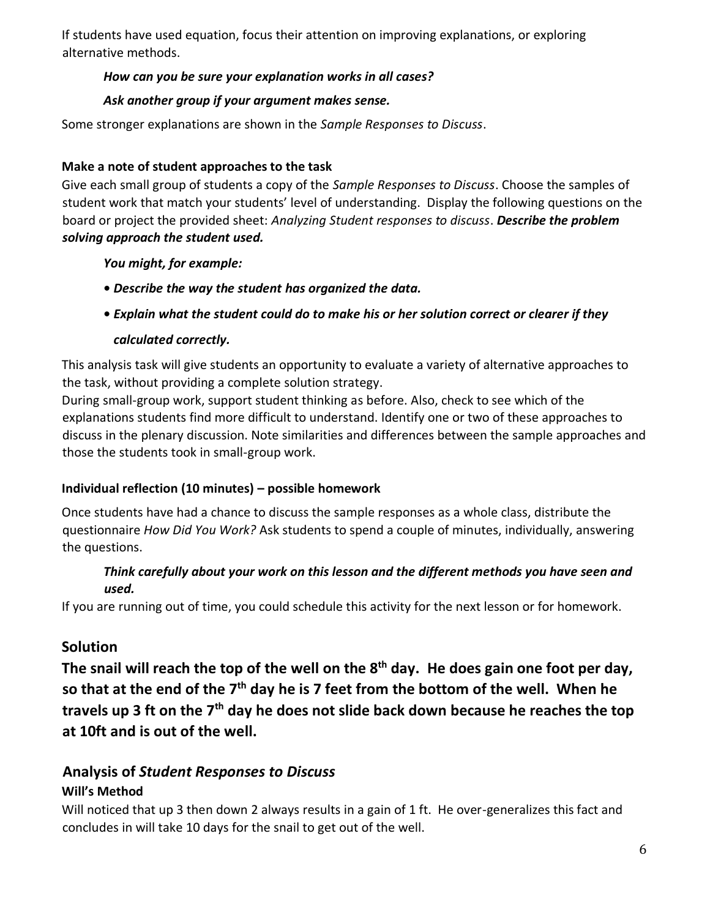If students have used equation, focus their attention on improving explanations, or exploring alternative methods.

> ***How can you be sure your explanation works in all cases?***
>
> ***Ask another group if your argument makes sense.***

Some stronger explanations are shown in the *Sample Responses to Discuss*.

**Make a note of student approaches to the task**

Give each small group of students a copy of the *Sample Responses to Discuss*. Choose the samples of student work that match your students' level of understanding. Display the following questions on the board or project the provided sheet: *Analyzing Student responses to discuss*. ***Describe the problem solving approach the student used.***

> ***You might, for example:***
>
> - ***Describe the way the student has organized the data.***
> - ***Explain what the student could do to make his or her solution correct or clearer if they calculated correctly.***

This analysis task will give students an opportunity to evaluate a variety of alternative approaches to the task, without providing a complete solution strategy.

During small-group work, support student thinking as before. Also, check to see which of the explanations students find more difficult to understand. Identify one or two of these approaches to discuss in the plenary discussion. Note similarities and differences between the sample approaches and those the students took in small-group work.

**Individual reflection (10 minutes) – possible homework**

Once students have had a chance to discuss the sample responses as a whole class, distribute the questionnaire *How Did You Work?* Ask students to spend a couple of minutes, individually, answering the questions.

> ***Think carefully about your work on this lesson and the different methods you have seen and used.***

If you are running out of time, you could schedule this activity for the next lesson or for homework.

## Solution

**The snail will reach the top of the well on the 8th day. He does gain one foot per day, so that at the end of the 7th day he is 7 feet from the bottom of the well. When he travels up 3 ft on the 7th day he does not slide back down because he reaches the top at 10ft and is out of the well.**

## Analysis of *Student Responses to Discuss*

**Will's Method**

Will noticed that up 3 then down 2 always results in a gain of 1 ft. He over-generalizes this fact and concludes in will take 10 days for the snail to get out of the well.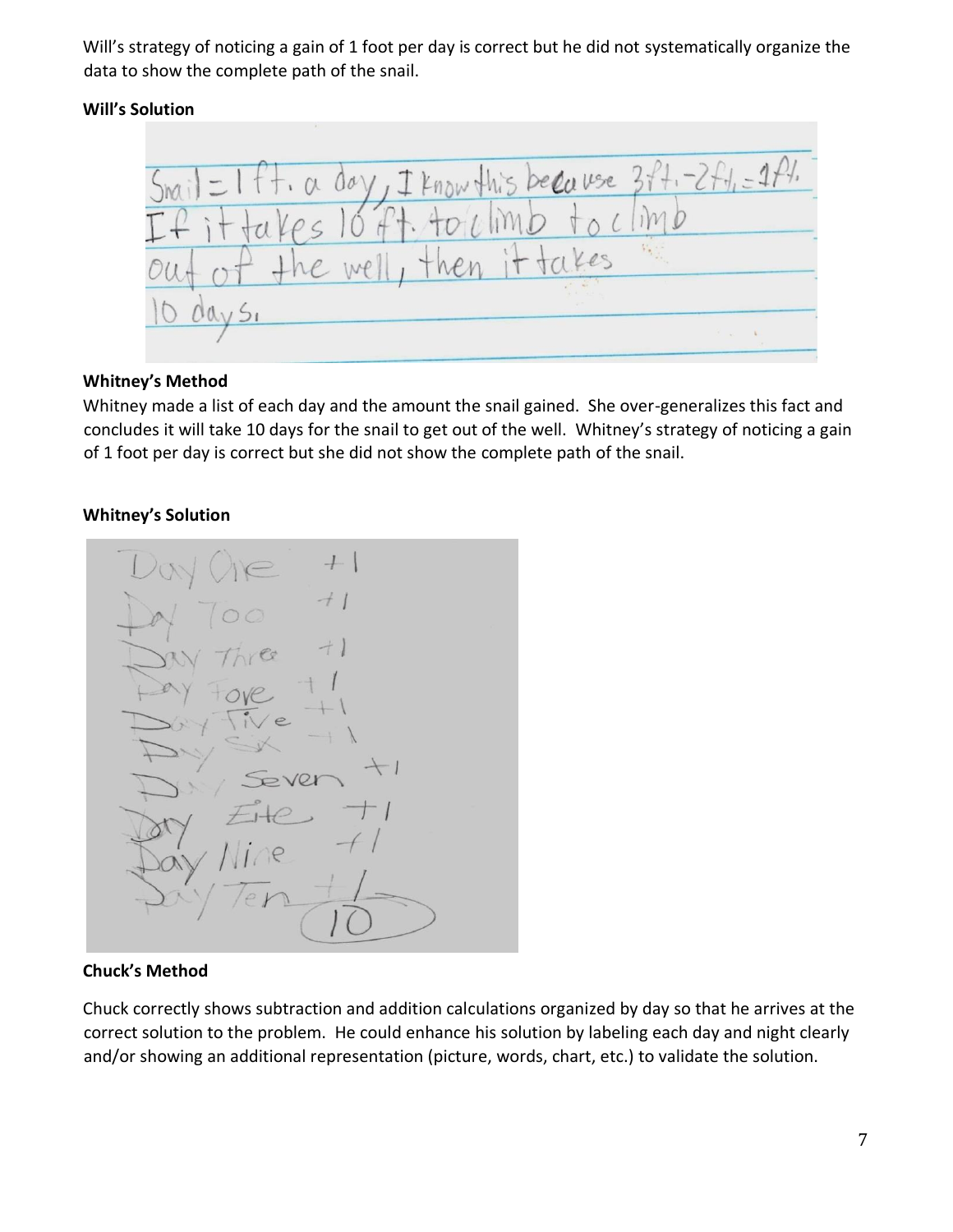Will's strategy of noticing a gain of 1 foot per day is correct but he did not systematically organize the data to show the complete path of the snail.

**Will's Solution**

Snail = 1 ft. a day, I know this because 3 ft. - 2 ft. = 1 ft.
If it takes 10 ft. to climb to climb
out of the well, then it takes
10 days.

**Whitney's Method**

Whitney made a list of each day and the amount the snail gained. She over-generalizes this fact and concludes it will take 10 days for the snail to get out of the well. Whitney's strategy of noticing a gain of 1 foot per day is correct but she did not show the complete path of the snail.

**Whitney's Solution**

Day One +1
Day Too +1
Day Three +1
Day Fore +1
Day Five +1
Day Six +1
Day Seven +1
Day Eite +1
Day Nine +1
Day Ten +1
10

**Chuck's Method**

Chuck correctly shows subtraction and addition calculations organized by day so that he arrives at the correct solution to the problem. He could enhance his solution by labeling each day and night clearly and/or showing an additional representation (picture, words, chart, etc.) to validate the solution.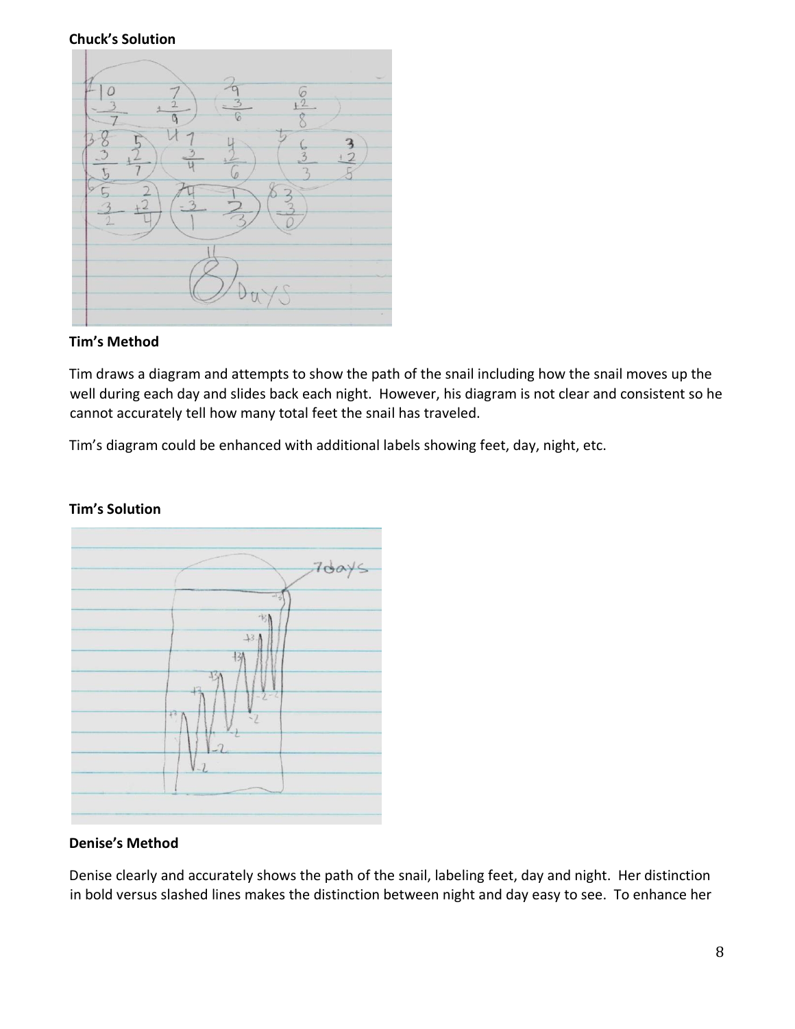**Chuck's Solution**

**Tim's Method**

Tim draws a diagram and attempts to show the path of the snail including how the snail moves up the well during each day and slides back each night. However, his diagram is not clear and consistent so he cannot accurately tell how many total feet the snail has traveled.

Tim's diagram could be enhanced with additional labels showing feet, day, night, etc.

**Tim's Solution**

**Denise's Method**

Denise clearly and accurately shows the path of the snail, labeling feet, day and night. Her distinction in bold versus slashed lines makes the distinction between night and day easy to see. To enhance her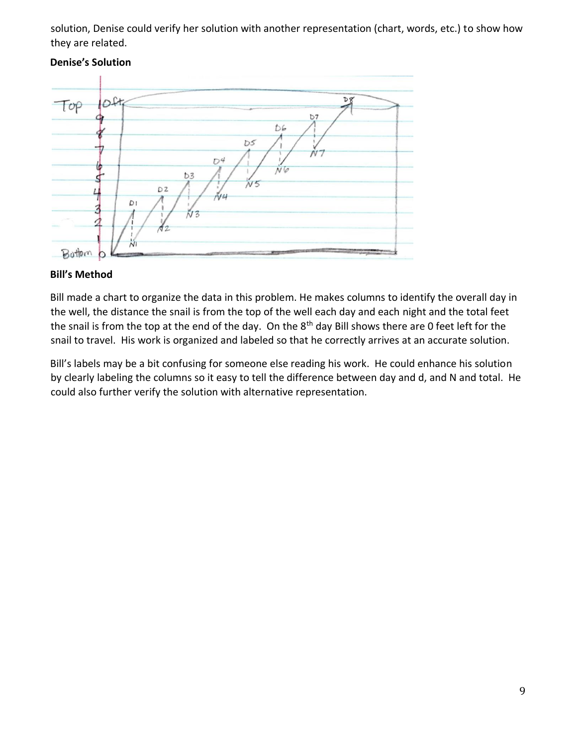solution, Denise could verify her solution with another representation (chart, words, etc.) to show how they are related.

**Denise's Solution**

Top 10ft
9
8
7
6
5
4
3
2
1
Bottom 0
D1 D2 D3 D4 D5 D6 D7 D8
N1 N2 N3 N4 N5 N6 N7

**Bill's Method**

Bill made a chart to organize the data in this problem. He makes columns to identify the overall day in the well, the distance the snail is from the top of the well each day and each night and the total feet the snail is from the top at the end of the day. On the 8th day Bill shows there are 0 feet left for the snail to travel. His work is organized and labeled so that he correctly arrives at an accurate solution.

Bill's labels may be a bit confusing for someone else reading his work. He could enhance his solution by clearly labeling the columns so it easy to tell the difference between day and d, and N and total. He could also further verify the solution with alternative representation.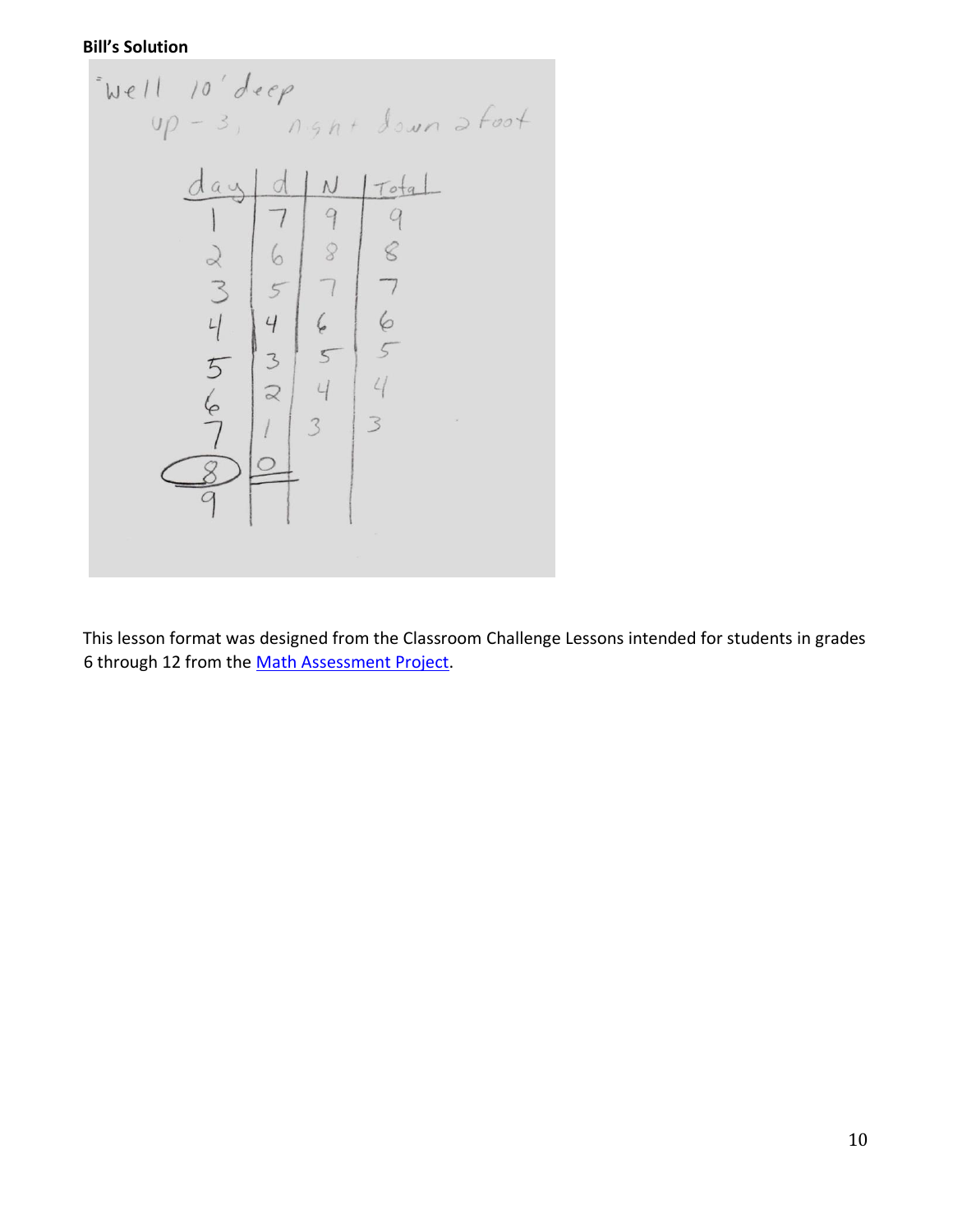**Bill's Solution**

well 10' deep
up - 3, night down 2 foot

| day | d | N | Total |
| --- | --- | --- | --- |
| 1 | 7 | 9 | 9 |
| 2 | 6 | 8 | 8 |
| 3 | 5 | 7 | 7 |
| 4 | 4 | 6 | 6 |
| 5 | 3 | 5 | 5 |
| 6 | 2 | 4 | 4 |
| 7 | 1 | 3 | 3 |
| 8 | 0 | | |
| 9 | | | |

This lesson format was designed from the Classroom Challenge Lessons intended for students in grades 6 through 12 from the [Math Assessment Project](Math Assessment Project).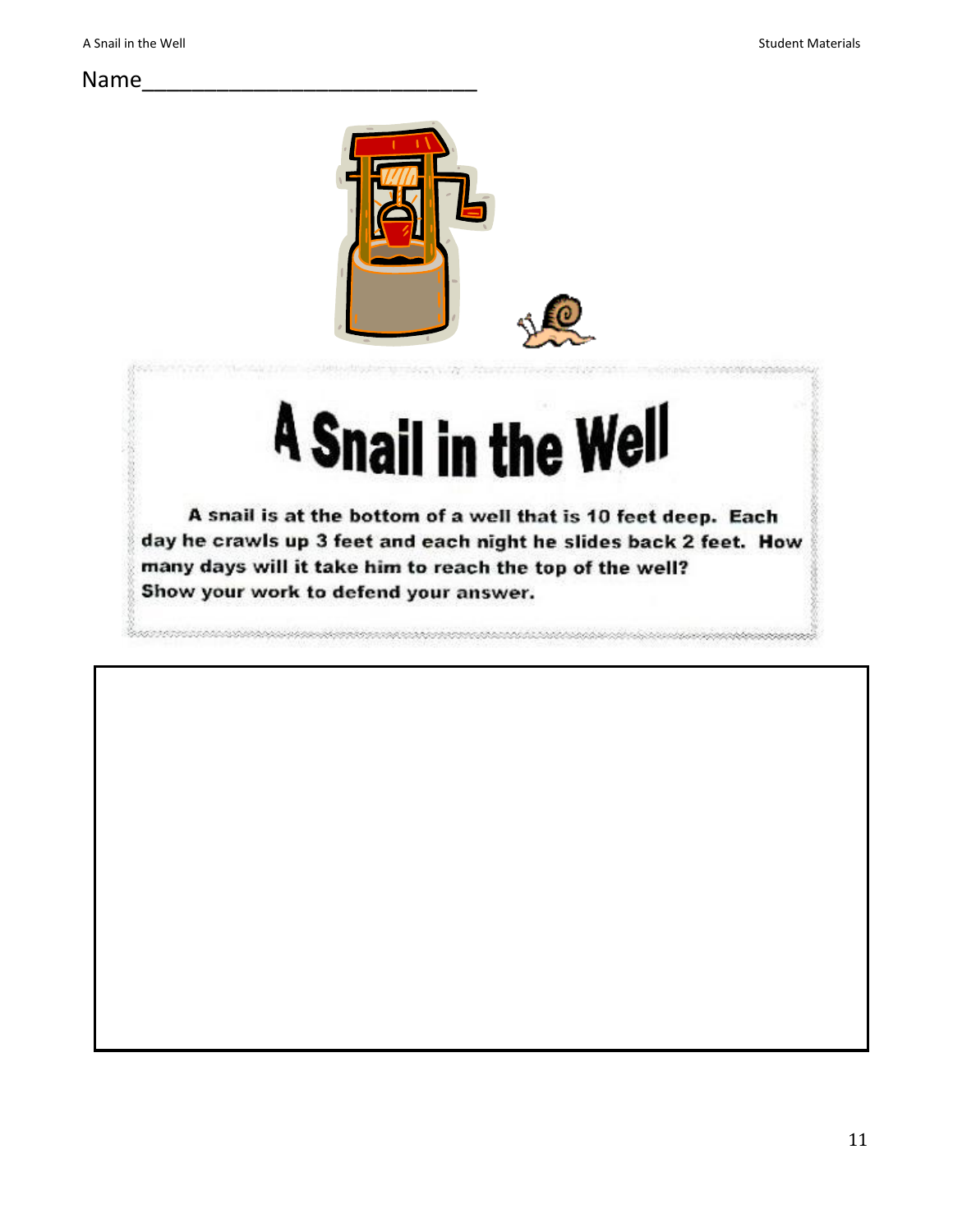Name____________________________

# A Snail in the Well

A snail is at the bottom of a well that is 10 feet deep. Each day he crawls up 3 feet and each night he slides back 2 feet. How many days will it take him to reach the top of the well?
Show your work to defend your answer.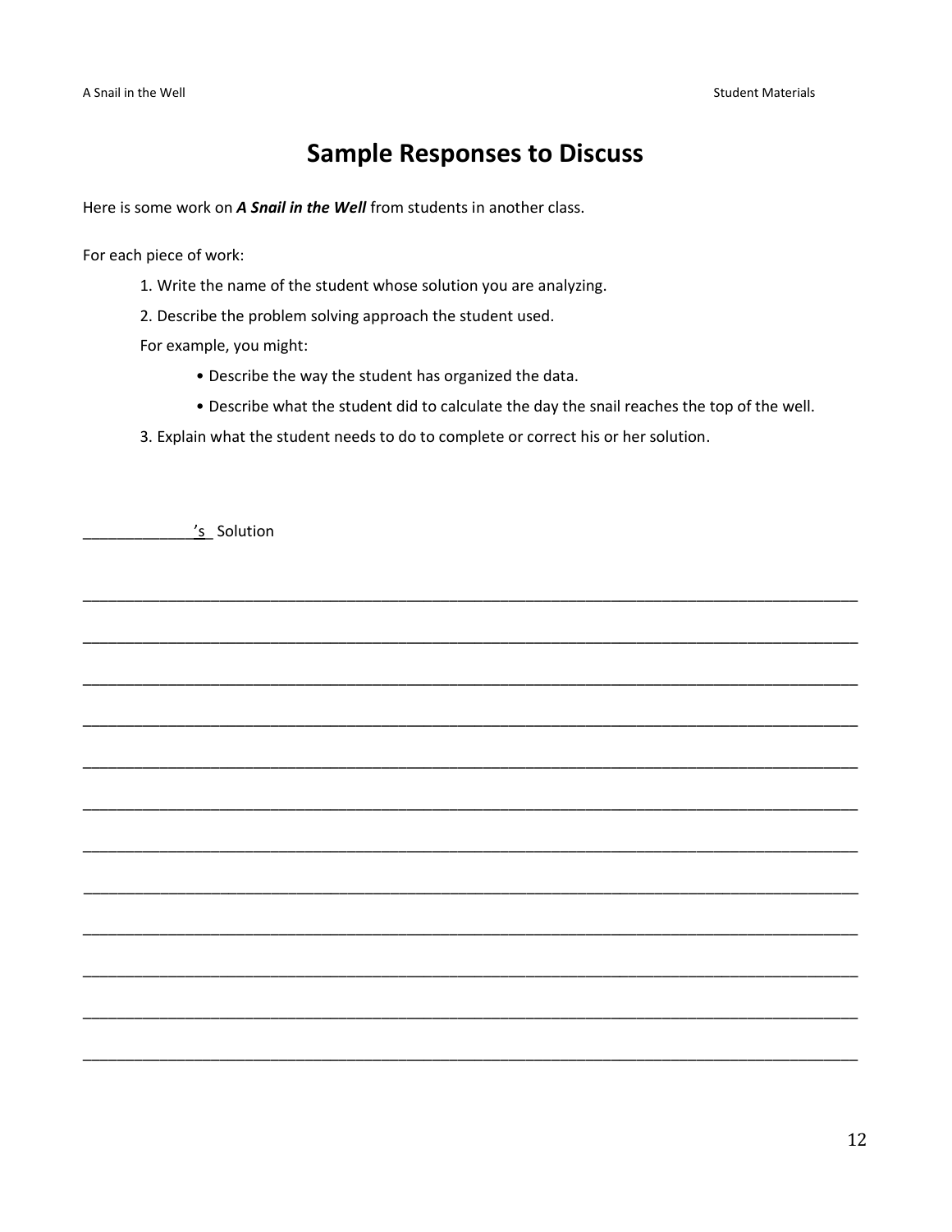# Sample Responses to Discuss

Here is some work on ***A Snail in the Well*** from students in another class.

For each piece of work:

1. Write the name of the student whose solution you are analyzing.
2. Describe the problem solving approach the student used.

   For example, you might:

   - Describe the way the student has organized the data.
   - Describe what the student did to calculate the day the snail reaches the top of the well.
3. Explain what the student needs to do to complete or correct his or her solution.

_____________’s Solution

______________________________________________________________________________

______________________________________________________________________________

______________________________________________________________________________

______________________________________________________________________________

______________________________________________________________________________

______________________________________________________________________________

______________________________________________________________________________

______________________________________________________________________________

______________________________________________________________________________

______________________________________________________________________________

______________________________________________________________________________

______________________________________________________________________________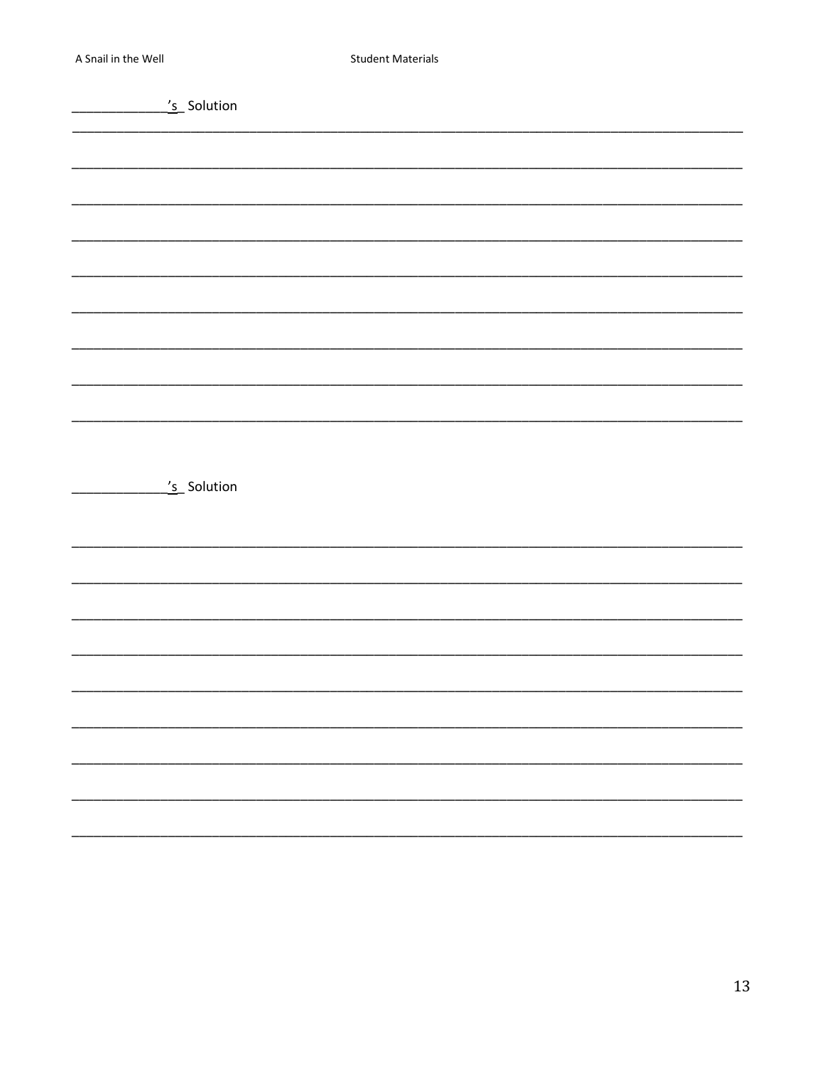_____________'s Solution

_________________________________________________________________________________

_________________________________________________________________________________

_________________________________________________________________________________

_________________________________________________________________________________

_________________________________________________________________________________

_________________________________________________________________________________

_________________________________________________________________________________

_________________________________________________________________________________

_________________________________________________________________________________

_____________'s Solution

_________________________________________________________________________________

_________________________________________________________________________________

_________________________________________________________________________________

_________________________________________________________________________________

_________________________________________________________________________________

_________________________________________________________________________________

_________________________________________________________________________________

_________________________________________________________________________________

_________________________________________________________________________________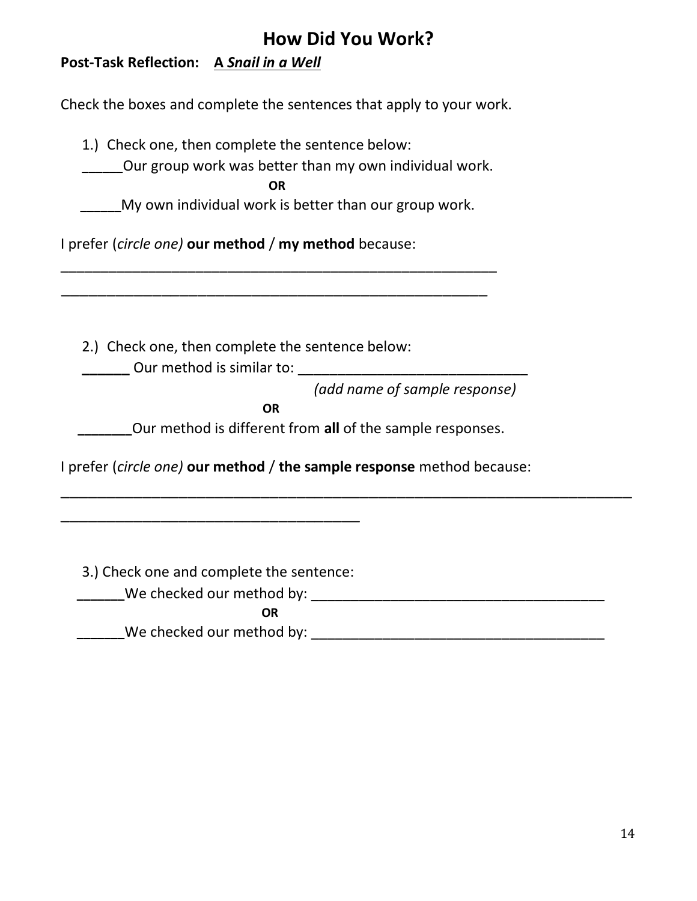# How Did You Work?

**Post-Task Reflection: A *Snail in a Well***

Check the boxes and complete the sentences that apply to your work.

1.) Check one, then complete the sentence below:

_____Our group work was better than my own individual work.

**OR**

_____My own individual work is better than our group work.

I prefer (*circle one)* **our method** / **my method** because:

_______________________________________________________

_______________________________________________________

2.) Check one, then complete the sentence below:

______ Our method is similar to: _____________________________

*(add name of sample response)*

**OR**

_______Our method is different from **all** of the sample responses.

I prefer (*circle one)* **our method** / **the sample response** method because:

________________________________________________________________________

______________________________________

3.) Check one and complete the sentence:

______We checked our method by: ____________________________________

**OR**

______We checked our method by: ____________________________________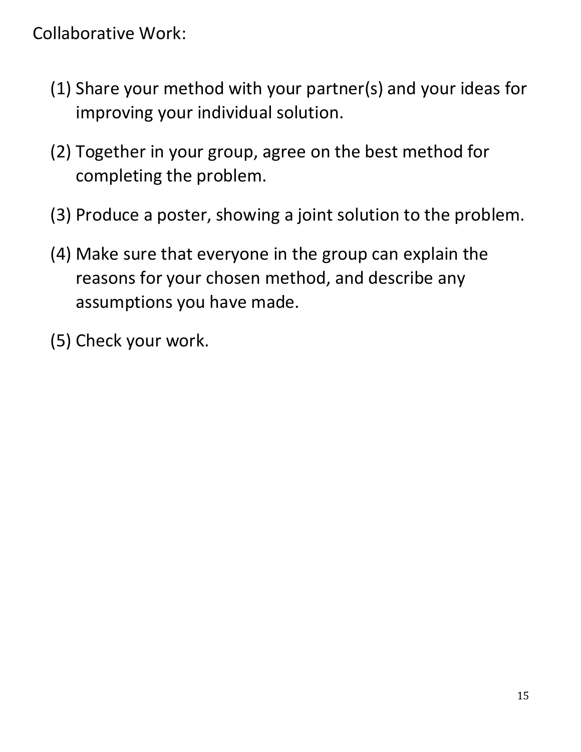Collaborative Work:

(1) Share your method with your partner(s) and your ideas for improving your individual solution.

(2) Together in your group, agree on the best method for completing the problem.

(3) Produce a poster, showing a joint solution to the problem.

(4) Make sure that everyone in the group can explain the reasons for your chosen method, and describe any assumptions you have made.

(5) Check your work.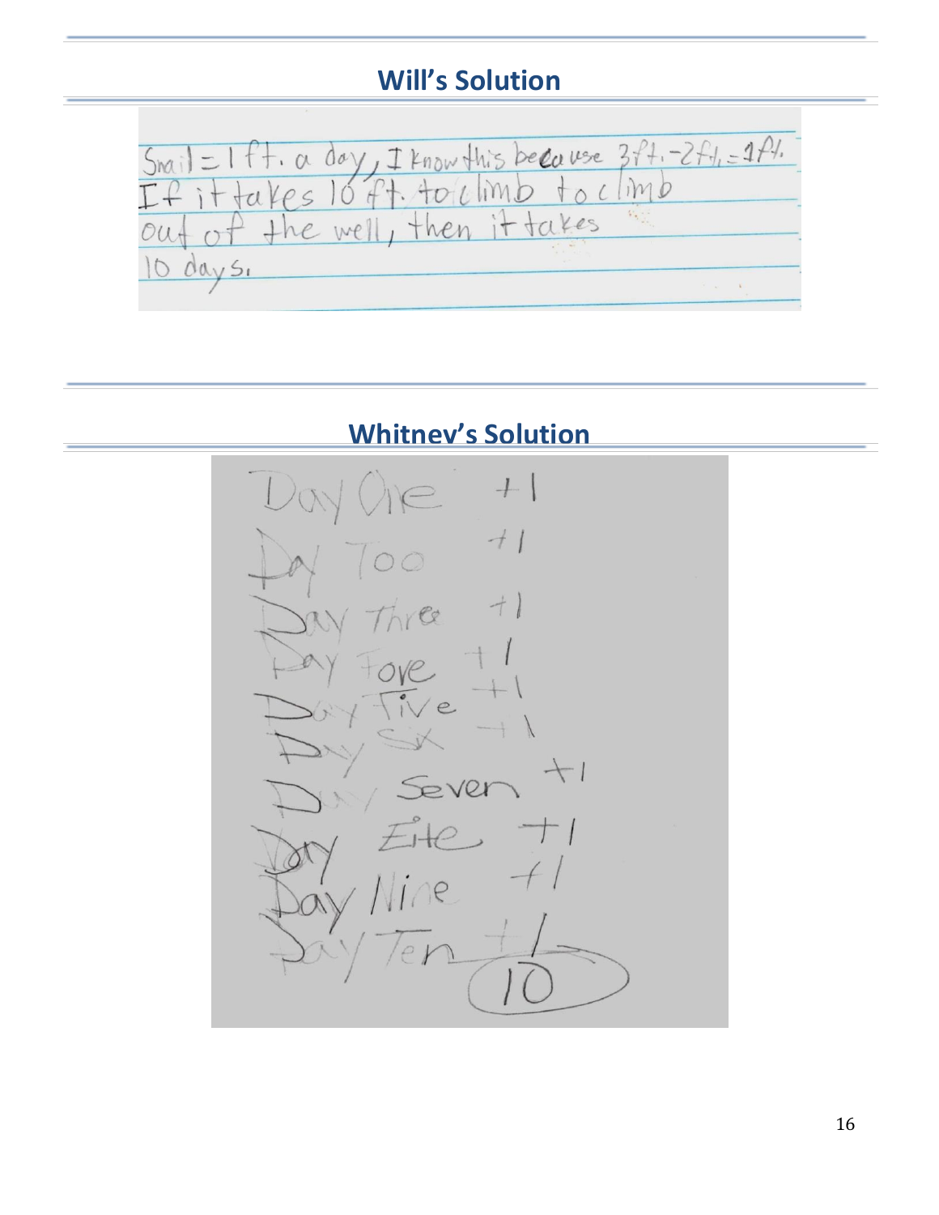## Will's Solution

Snail = 1 ft. a day, I know this because 3 ft. - 2 ft. = 1 ft.
If it takes 10 ft. to climb to climb
out of the well, then it takes
10 days.

## Whitney's Solution

Day One +1
Day Too +1
Day Three +1
Day Fore +1
Day Five +1
Day Six +1
Day Seven +1
Day Eite +1
Day Nine +1
Day Ten +1
10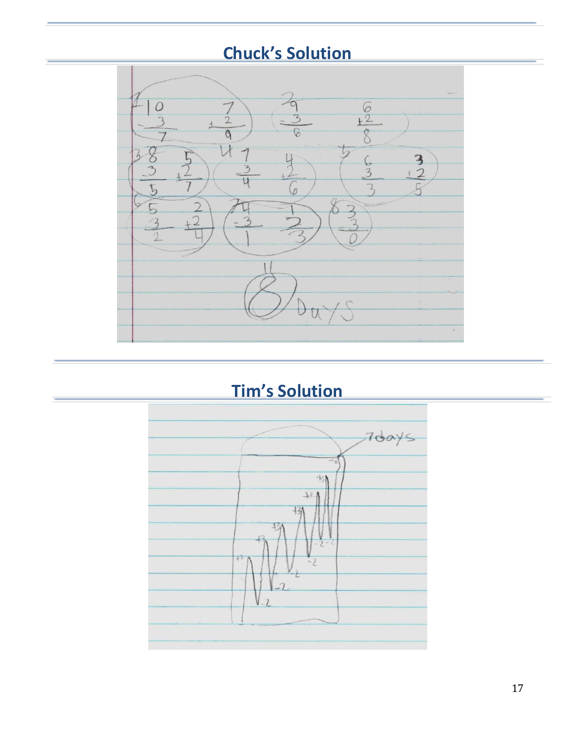## Chuck's Solution

1
$$\begin{array}{r} 10 \\ -3 \\ \hline 7 \end{array} \quad \begin{array}{r} 7 \\ +2 \\ \hline 9 \end{array}$$

2
$$\begin{array}{r} 9 \\ -3 \\ \hline 6 \end{array} \quad \begin{array}{r} 6 \\ +2 \\ \hline 8 \end{array}$$

3
$$\begin{array}{r} 8 \\ -3 \\ \hline 5 \end{array} \quad \begin{array}{r} 5 \\ +2 \\ \hline 7 \end{array}$$

4
$$\begin{array}{r} 7 \\ -3 \\ \hline 4 \end{array} \quad \begin{array}{r} 4 \\ +2 \\ \hline 6 \end{array}$$

5
$$\begin{array}{r} 6 \\ 3 \\ \hline 3 \end{array} \quad \begin{array}{r} 3 \\ +2 \\ \hline 5 \end{array}$$

6
$$\begin{array}{r} 5 \\ 3 \\ \hline 2 \end{array} \quad \begin{array}{r} 2 \\ +2 \\ \hline 4 \end{array}$$

7
$$\begin{array}{r} 4 \\ -3 \\ \hline 1 \end{array} \quad \begin{array}{r} 1 \\ 2 \\ \hline 3 \end{array}$$

8
$$\begin{array}{r} 3 \\ -3 \\ \hline 0 \end{array}$$

8 Days

## Tim's Solution

7days

+3 +3 +3 +3 +3 +3 +3

-2 -2 -2 -2 -2 -2 -2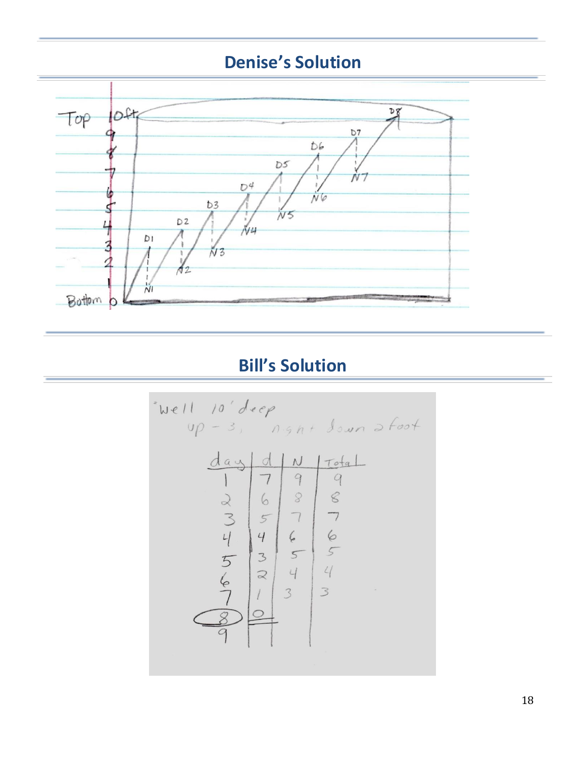## Denise's Solution

Top 10ft
9
8
7
6
5
4
3
2
1
Bottom 0

D1 D2 D3 D4 D5 D6 D7 D8

N1 N2 N3 N4 N5 N6 N7

## Bill's Solution

well 10' deep
up – 3, night down 2 foot

| day | d | N | Total |
|---|---|---|---|
| 1 | 7 | 9 | 9 |
| 2 | 6 | 8 | 8 |
| 3 | 5 | 7 | 7 |
| 4 | 4 | 6 | 6 |
| 5 | 3 | 5 | 5 |
| 6 | 2 | 4 | 4 |
| 7 | 1 | 3 | 3 |
| 8 | 0 | | |
| 9 | | | |